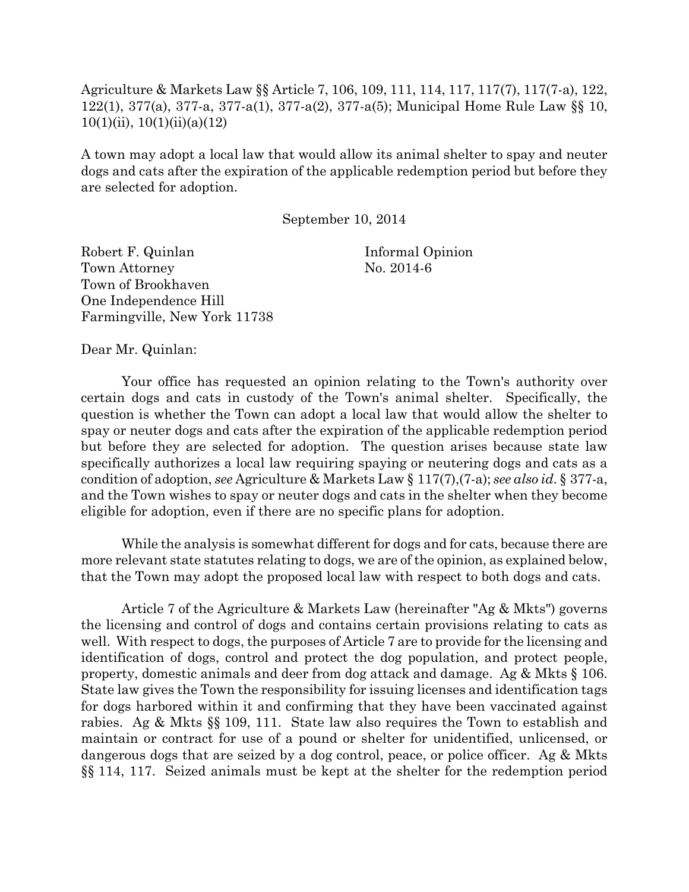Agriculture & Markets Law §§ Article 7, 106, 109, 111, 114, 117, 117(7), 117(7-a), 122, 122(1), 377(a), 377-a, 377-a(1), 377-a(2), 377-a(5); Municipal Home Rule Law §§ 10, 10(1)(ii), 10(1)(ii)(a)(12)

A town may adopt a local law that would allow its animal shelter to spay and neuter dogs and cats after the expiration of the applicable redemption period but before they are selected for adoption.

September 10, 2014

Robert F. Quinlan
Town Attorney
Town of Brookhaven
One Independence Hill
Farmingville, New York 11738

Informal Opinion
No. 2014-6

Dear Mr. Quinlan:

Your office has requested an opinion relating to the Town's authority over certain dogs and cats in custody of the Town's animal shelter. Specifically, the question is whether the Town can adopt a local law that would allow the shelter to spay or neuter dogs and cats after the expiration of the applicable redemption period but before they are selected for adoption. The question arises because state law specifically authorizes a local law requiring spaying or neutering dogs and cats as a condition of adoption, *see* Agriculture & Markets Law § 117(7),(7-a); *see also id.* § 377-a, and the Town wishes to spay or neuter dogs and cats in the shelter when they become eligible for adoption, even if there are no specific plans for adoption.

While the analysis is somewhat different for dogs and for cats, because there are more relevant state statutes relating to dogs, we are of the opinion, as explained below, that the Town may adopt the proposed local law with respect to both dogs and cats.

Article 7 of the Agriculture & Markets Law (hereinafter "Ag & Mkts") governs the licensing and control of dogs and contains certain provisions relating to cats as well. With respect to dogs, the purposes of Article 7 are to provide for the licensing and identification of dogs, control and protect the dog population, and protect people, property, domestic animals and deer from dog attack and damage. Ag & Mkts § 106. State law gives the Town the responsibility for issuing licenses and identification tags for dogs harbored within it and confirming that they have been vaccinated against rabies. Ag & Mkts §§ 109, 111. State law also requires the Town to establish and maintain or contract for use of a pound or shelter for unidentified, unlicensed, or dangerous dogs that are seized by a dog control, peace, or police officer. Ag & Mkts §§ 114, 117. Seized animals must be kept at the shelter for the redemption period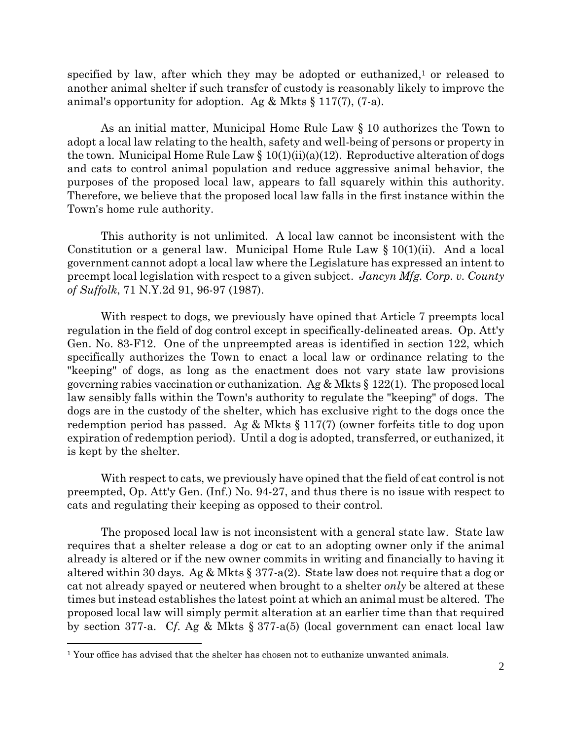specified by law, after which they may be adopted or euthanized,[1] or released to another animal shelter if such transfer of custody is reasonably likely to improve the animal's opportunity for adoption. Ag & Mkts § 117(7), (7-a).

As an initial matter, Municipal Home Rule Law § 10 authorizes the Town to adopt a local law relating to the health, safety and well-being of persons or property in the town. Municipal Home Rule Law § 10(1)(ii)(a)(12). Reproductive alteration of dogs and cats to control animal population and reduce aggressive animal behavior, the purposes of the proposed local law, appears to fall squarely within this authority. Therefore, we believe that the proposed local law falls in the first instance within the Town's home rule authority.

This authority is not unlimited. A local law cannot be inconsistent with the Constitution or a general law. Municipal Home Rule Law § 10(1)(ii). And a local government cannot adopt a local law where the Legislature has expressed an intent to preempt local legislation with respect to a given subject. *Jancyn Mfg. Corp. v. County of Suffolk*, 71 N.Y.2d 91, 96-97 (1987).

With respect to dogs, we previously have opined that Article 7 preempts local regulation in the field of dog control except in specifically-delineated areas. Op. Att'y Gen. No. 83-F12. One of the unpreempted areas is identified in section 122, which specifically authorizes the Town to enact a local law or ordinance relating to the "keeping" of dogs, as long as the enactment does not vary state law provisions governing rabies vaccination or euthanization. Ag & Mkts § 122(1). The proposed local law sensibly falls within the Town's authority to regulate the "keeping" of dogs. The dogs are in the custody of the shelter, which has exclusive right to the dogs once the redemption period has passed. Ag & Mkts § 117(7) (owner forfeits title to dog upon expiration of redemption period). Until a dog is adopted, transferred, or euthanized, it is kept by the shelter.

With respect to cats, we previously have opined that the field of cat control is not preempted, Op. Att'y Gen. (Inf.) No. 94-27, and thus there is no issue with respect to cats and regulating their keeping as opposed to their control.

The proposed local law is not inconsistent with a general state law. State law requires that a shelter release a dog or cat to an adopting owner only if the animal already is altered or if the new owner commits in writing and financially to having it altered within 30 days. Ag & Mkts § 377-a(2). State law does not require that a dog or cat not already spayed or neutered when brought to a shelter *only* be altered at these times but instead establishes the latest point at which an animal must be altered. The proposed local law will simply permit alteration at an earlier time than that required by section 377-a. C*f*. Ag & Mkts § 377-a(5) (local government can enact local law

---

[1] Your office has advised that the shelter has chosen not to euthanize unwanted animals.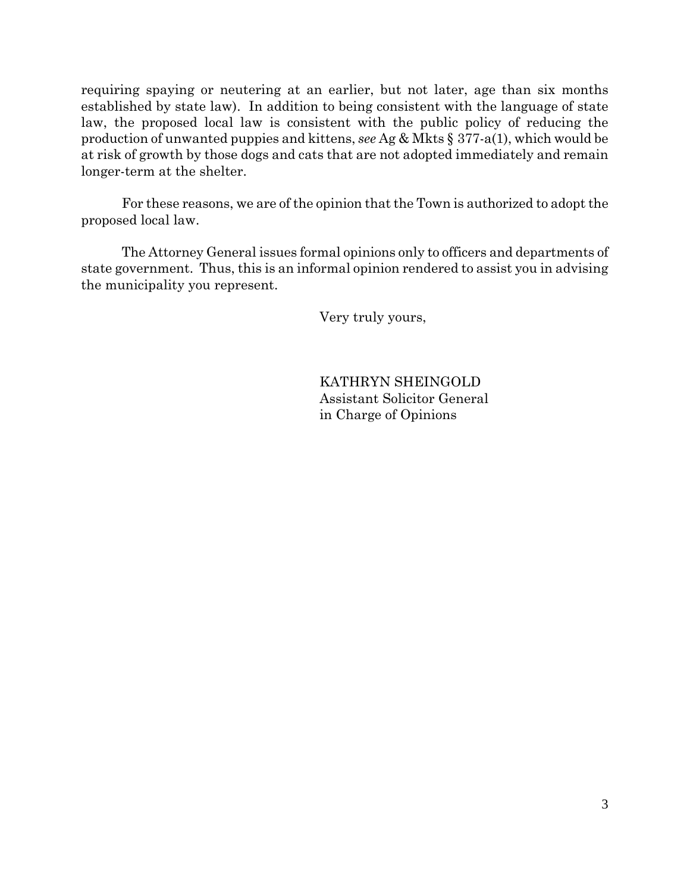requiring spaying or neutering at an earlier, but not later, age than six months established by state law). In addition to being consistent with the language of state law, the proposed local law is consistent with the public policy of reducing the production of unwanted puppies and kittens, *see* Ag & Mkts § 377-a(1), which would be at risk of growth by those dogs and cats that are not adopted immediately and remain longer-term at the shelter.

For these reasons, we are of the opinion that the Town is authorized to adopt the proposed local law.

The Attorney General issues formal opinions only to officers and departments of state government. Thus, this is an informal opinion rendered to assist you in advising the municipality you represent.

Very truly yours,

KATHRYN SHEINGOLD
Assistant Solicitor General
in Charge of Opinions